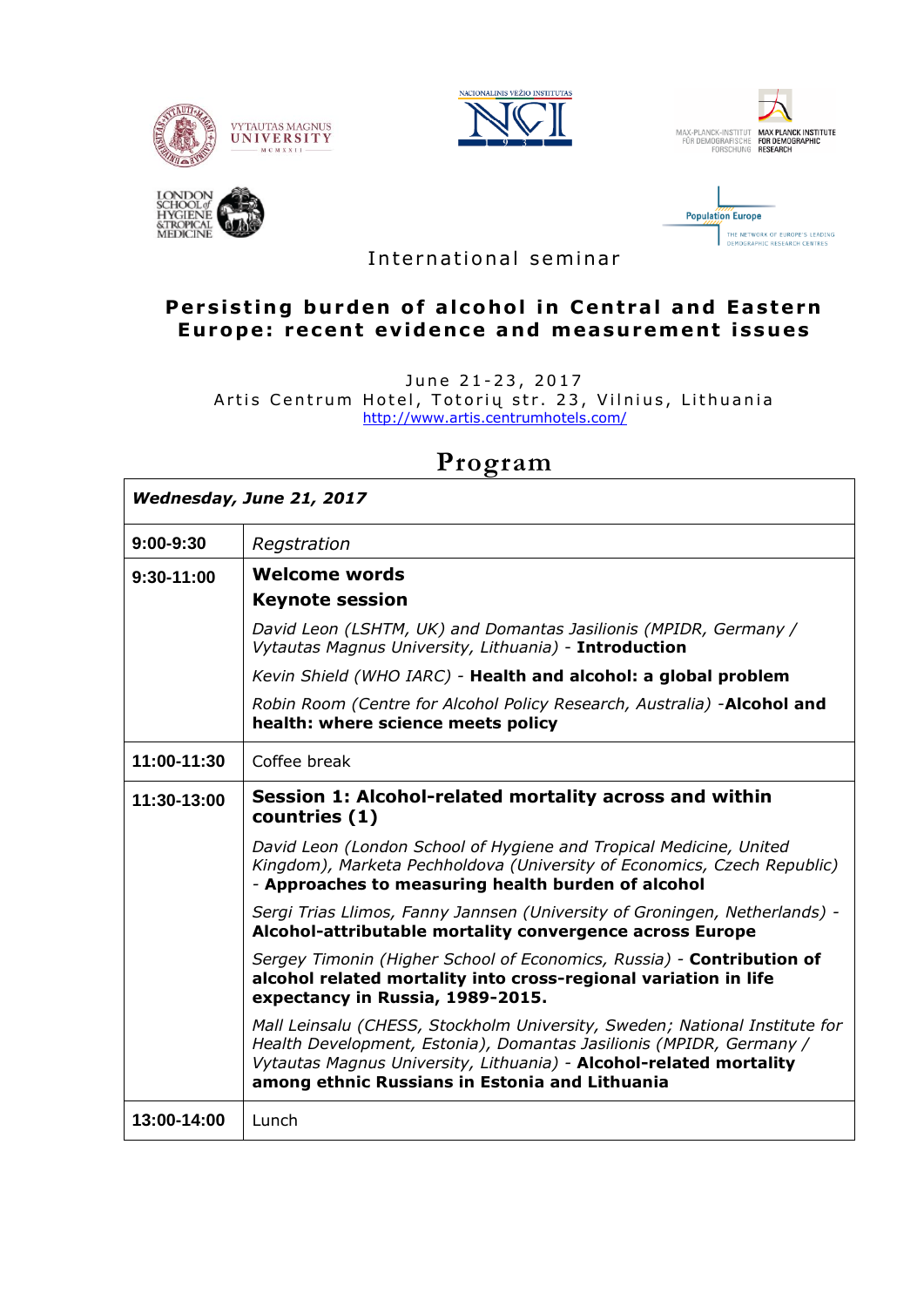International seminar

# Persisting burden of alcohol in Central and Eastern Europe: recent evidence and measurement issues

June 21-23, 2017
Artis Centrum Hotel, Totorių str. 23, Vilnius, Lithuania
http://www.artis.centrumhotels.com/

## Program

| *Wednesday, June 21, 2017* | |
|---|---|
| **9:00-9:30** | *Regstration* |
| **9:30-11:00** | **Welcome words**<br>**Keynote session**<br>*David Leon (LSHTM, UK) and Domantas Jasilionis (MPIDR, Germany / Vytautas Magnus University, Lithuania)* - **Introduction**<br>*Kevin Shield (WHO IARC)* - **Health and alcohol: a global problem**<br>*Robin Room (Centre for Alcohol Policy Research, Australia)* -**Alcohol and health: where science meets policy** |
| **11:00-11:30** | Coffee break |
| **11:30-13:00** | **Session 1: Alcohol-related mortality across and within countries (1)**<br>*David Leon (London School of Hygiene and Tropical Medicine, United Kingdom), Marketa Pechholdova (University of Economics, Czech Republic)* - **Approaches to measuring health burden of alcohol**<br>*Sergi Trias Llimos, Fanny Jannsen (University of Groningen, Netherlands)* - **Alcohol-attributable mortality convergence across Europe**<br>*Sergey Timonin (Higher School of Economics, Russia)* - **Contribution of alcohol related mortality into cross-regional variation in life expectancy in Russia, 1989-2015.**<br>*Mall Leinsalu (CHESS, Stockholm University, Sweden; National Institute for Health Development, Estonia), Domantas Jasilionis (MPIDR, Germany / Vytautas Magnus University, Lithuania)* - **Alcohol-related mortality among ethnic Russians in Estonia and Lithuania** |
| **13:00-14:00** | Lunch |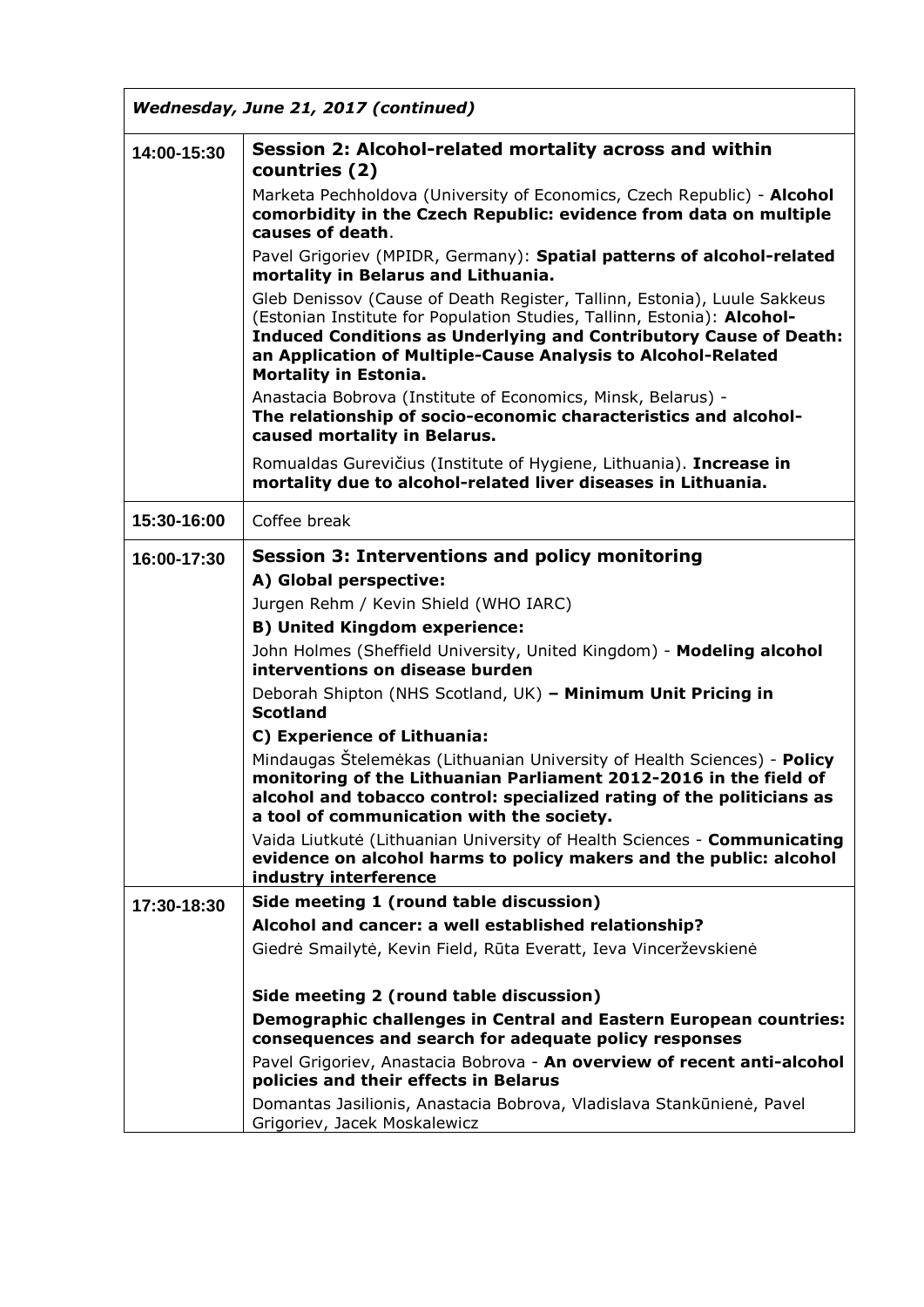| *Wednesday, June 21, 2017 (continued)* | |
|---|---|
| **14:00-15:30** | **Session 2: Alcohol-related mortality across and within countries (2)**<br>Marketa Pechholdova (University of Economics, Czech Republic) - **Alcohol comorbidity in the Czech Republic: evidence from data on multiple causes of death**.<br>Pavel Grigoriev (MPIDR, Germany): **Spatial patterns of alcohol-related mortality in Belarus and Lithuania.**<br>Gleb Denissov (Cause of Death Register, Tallinn, Estonia), Luule Sakkeus (Estonian Institute for Population Studies, Tallinn, Estonia): **Alcohol-Induced Conditions as Underlying and Contributory Cause of Death: an Application of Multiple-Cause Analysis to Alcohol-Related Mortality in Estonia.**<br>Anastacia Bobrova (Institute of Economics, Minsk, Belarus) - **The relationship of socio-economic characteristics and alcohol-caused mortality in Belarus.**<br>Romualdas Gurevičius (Institute of Hygiene, Lithuania). **Increase in mortality due to alcohol-related liver diseases in Lithuania.** |
| **15:30-16:00** | Coffee break |
| **16:00-17:30** | **Session 3: Interventions and policy monitoring**<br>**A) Global perspective:**<br>Jurgen Rehm / Kevin Shield (WHO IARC)<br>**B) United Kingdom experience:**<br>John Holmes (Sheffield University, United Kingdom) - **Modeling alcohol interventions on disease burden**<br>Deborah Shipton (NHS Scotland, UK) **– Minimum Unit Pricing in Scotland**<br>**C) Experience of Lithuania:**<br>Mindaugas Štelemėkas (Lithuanian University of Health Sciences) - **Policy monitoring of the Lithuanian Parliament 2012-2016 in the field of alcohol and tobacco control: specialized rating of the politicians as a tool of communication with the society.**<br>Vaida Liutkutė (Lithuanian University of Health Sciences - **Communicating evidence on alcohol harms to policy makers and the public: alcohol industry interference** |
| **17:30-18:30** | **Side meeting 1 (round table discussion)**<br>**Alcohol and cancer: a well established relationship?**<br>Giedrė Smailytė, Kevin Field, Rūta Everatt, Ieva Vincerževskienė<br><br>**Side meeting 2 (round table discussion)**<br>**Demographic challenges in Central and Eastern European countries: consequences and search for adequate policy responses**<br>Pavel Grigoriev, Anastacia Bobrova - **An overview of recent anti-alcohol policies and their effects in Belarus**<br>Domantas Jasilionis, Anastacia Bobrova, Vladislava Stankūnienė, Pavel Grigoriev, Jacek Moskalewicz |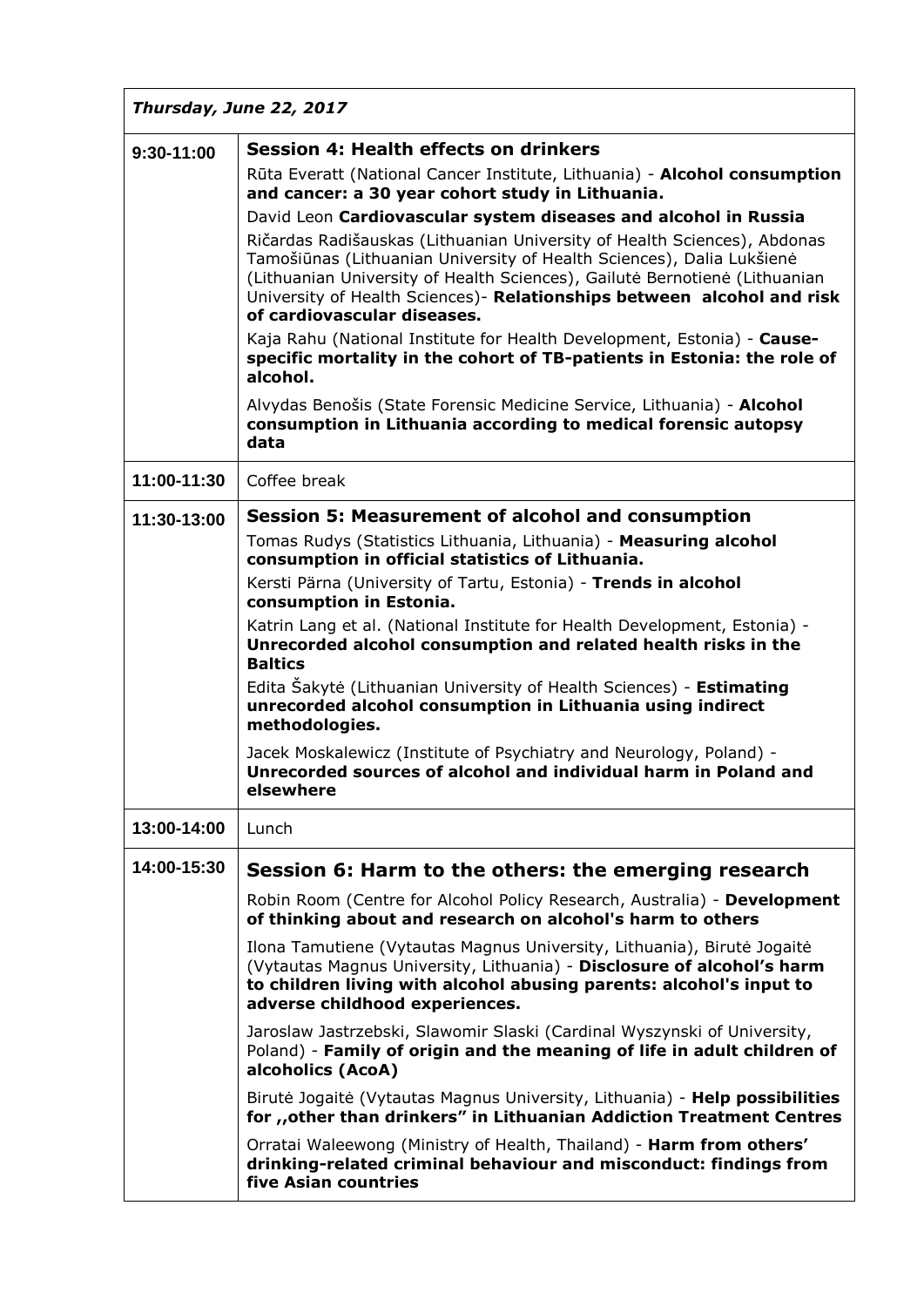| *Thursday, June 22, 2017* | |
|---|---|
| **9:30-11:00** | **Session 4: Health effects on drinkers**<br>Rūta Everatt (National Cancer Institute, Lithuania) - **Alcohol consumption and cancer: a 30 year cohort study in Lithuania.**<br>David Leon **Cardiovascular system diseases and alcohol in Russia**<br>Ričardas Radišauskas (Lithuanian University of Health Sciences), Abdonas Tamošiūnas (Lithuanian University of Health Sciences), Dalia Lukšienė (Lithuanian University of Health Sciences), Gailutė Bernotienė (Lithuanian University of Health Sciences)- **Relationships between alcohol and risk of cardiovascular diseases.**<br>Kaja Rahu (National Institute for Health Development, Estonia) - **Cause-specific mortality in the cohort of TB-patients in Estonia: the role of alcohol.**<br>Alvydas Benošis (State Forensic Medicine Service, Lithuania) - **Alcohol consumption in Lithuania according to medical forensic autopsy data** |
| **11:00-11:30** | Coffee break |
| **11:30-13:00** | **Session 5: Measurement of alcohol and consumption**<br>Tomas Rudys (Statistics Lithuania, Lithuania) - **Measuring alcohol consumption in official statistics of Lithuania.**<br>Kersti Pärna (University of Tartu, Estonia) - **Trends in alcohol consumption in Estonia.**<br>Katrin Lang et al. (National Institute for Health Development, Estonia) - **Unrecorded alcohol consumption and related health risks in the Baltics**<br>Edita Šakytė (Lithuanian University of Health Sciences) - **Estimating unrecorded alcohol consumption in Lithuania using indirect methodologies.**<br>Jacek Moskalewicz (Institute of Psychiatry and Neurology, Poland) - **Unrecorded sources of alcohol and individual harm in Poland and elsewhere** |
| **13:00-14:00** | Lunch |
| **14:00-15:30** | **Session 6: Harm to the others: the emerging research**<br>Robin Room (Centre for Alcohol Policy Research, Australia) - **Development of thinking about and research on alcohol's harm to others**<br>Ilona Tamutiene (Vytautas Magnus University, Lithuania), Birutė Jogaitė (Vytautas Magnus University, Lithuania) - **Disclosure of alcohol's harm to children living with alcohol abusing parents: alcohol's input to adverse childhood experiences.**<br>Jaroslaw Jastrzebski, Slawomir Slaski (Cardinal Wyszynski of University, Poland) - **Family of origin and the meaning of life in adult children of alcoholics (AcoA)**<br>Birutė Jogaitė (Vytautas Magnus University, Lithuania) - **Help possibilities for ,,other than drinkers" in Lithuanian Addiction Treatment Centres**<br>Orratai Waleewong (Ministry of Health, Thailand) - **Harm from others' drinking-related criminal behaviour and misconduct: findings from five Asian countries** |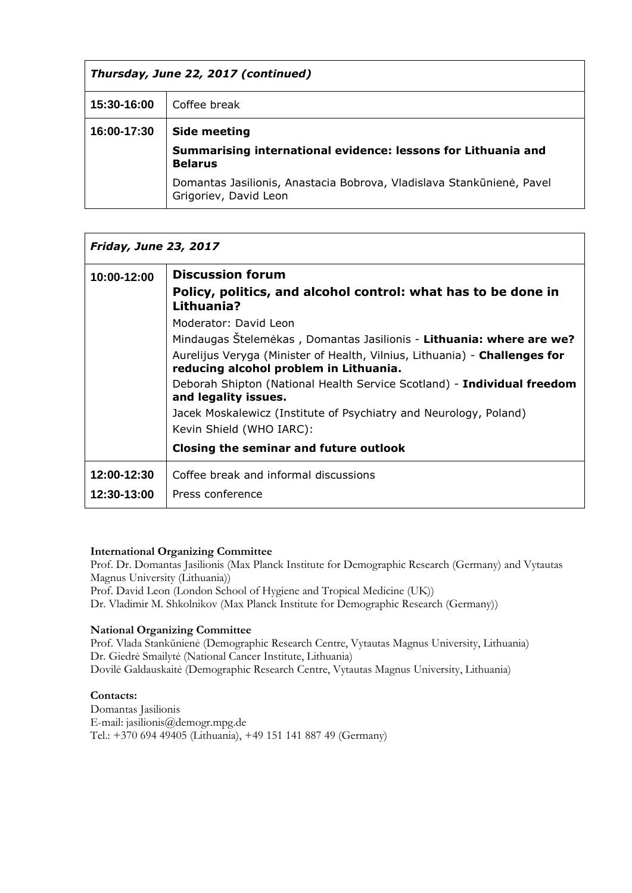| *Thursday, June 22, 2017 (continued)* | |
|---|---|
| **15:30-16:00** | Coffee break |
| **16:00-17:30** | **Side meeting**<br>**Summarising international evidence: lessons for Lithuania and Belarus**<br>Domantas Jasilionis, Anastacia Bobrova, Vladislava Stankūnienė, Pavel Grigoriev, David Leon |

| *Friday, June 23, 2017* | |
|---|---|
| **10:00-12:00** | **Discussion forum**<br>**Policy, politics, and alcohol control: what has to be done in Lithuania?**<br>Moderator: David Leon<br>Mindaugas Štelemėkas , Domantas Jasilionis - **Lithuania: where are we?**<br>Aurelijus Veryga (Minister of Health, Vilnius, Lithuania) - **Challenges for reducing alcohol problem in Lithuania.**<br>Deborah Shipton (National Health Service Scotland) - **Individual freedom and legality issues.**<br>Jacek Moskalewicz (Institute of Psychiatry and Neurology, Poland)<br>Kevin Shield (WHO IARC):<br>**Closing the seminar and future outlook** |
| **12:00-12:30** | Coffee break and informal discussions |
| **12:30-13:00** | Press conference |

**International Organizing Committee**

Prof. Dr. Domantas Jasilionis (Max Planck Institute for Demographic Research (Germany) and Vytautas Magnus University (Lithuania))
Prof. David Leon (London School of Hygiene and Tropical Medicine (UK))
Dr. Vladimir M. Shkolnikov (Max Planck Institute for Demographic Research (Germany))

**National Organizing Committee**

Prof. Vlada Stankūnienė (Demographic Research Centre, Vytautas Magnus University, Lithuania)
Dr. Giedrė Smailytė (National Cancer Institute, Lithuania)
Dovilė Galdauskaitė (Demographic Research Centre, Vytautas Magnus University, Lithuania)

**Contacts:**

Domantas Jasilionis
E-mail: jasilionis@demogr.mpg.de
Tel.: +370 694 49405 (Lithuania), +49 151 141 887 49 (Germany)